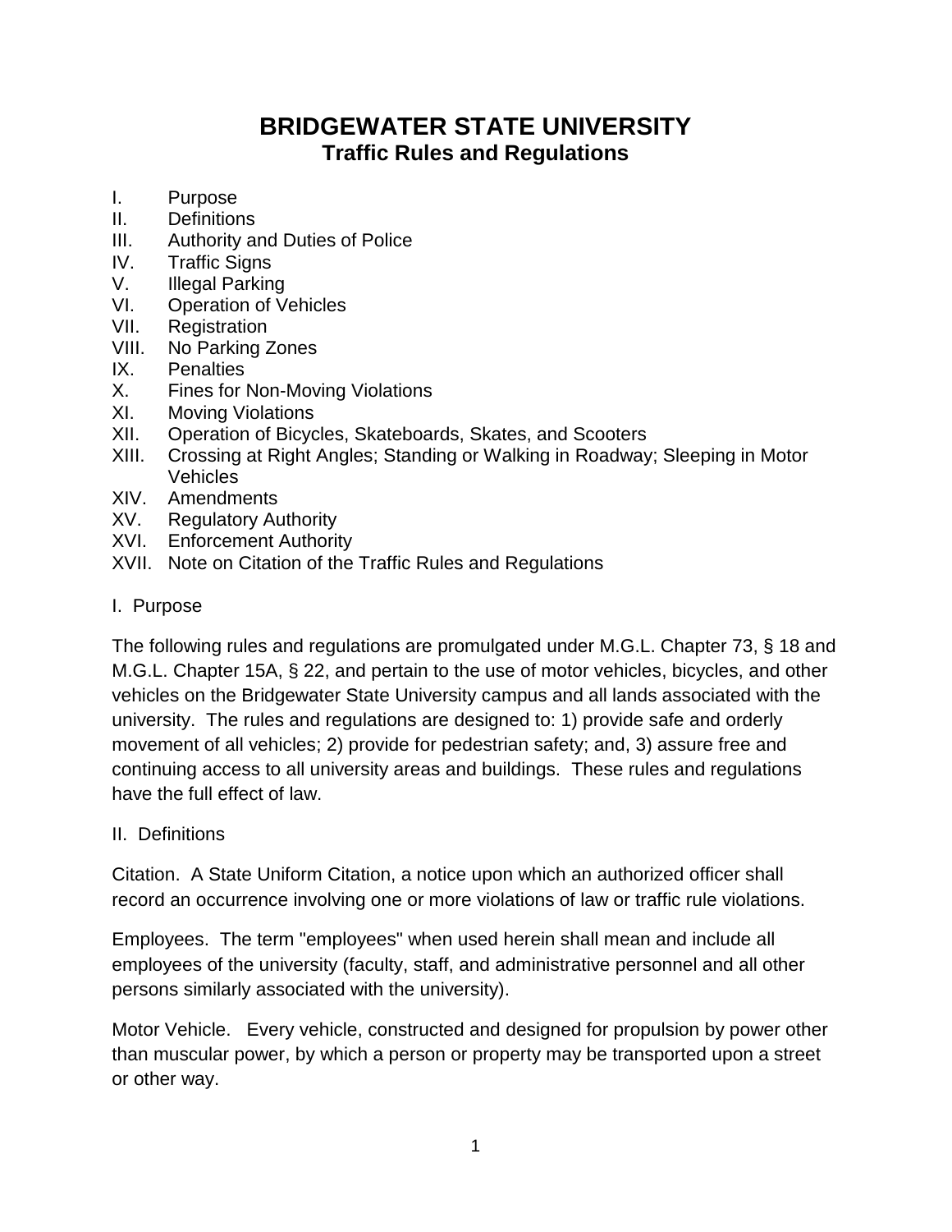# BRIDGEWATER STATE UNIVERSITY
## Traffic Rules and Regulations

I. Purpose
II. Definitions
III. Authority and Duties of Police
IV. Traffic Signs
V. Illegal Parking
VI. Operation of Vehicles
VII. Registration
VIII. No Parking Zones
IX. Penalties
X. Fines for Non-Moving Violations
XI. Moving Violations
XII. Operation of Bicycles, Skateboards, Skates, and Scooters
XIII. Crossing at Right Angles; Standing or Walking in Roadway; Sleeping in Motor Vehicles
XIV. Amendments
XV. Regulatory Authority
XVI. Enforcement Authority
XVII. Note on Citation of the Traffic Rules and Regulations

I. Purpose

The following rules and regulations are promulgated under M.G.L. Chapter 73, § 18 and M.G.L. Chapter 15A, § 22, and pertain to the use of motor vehicles, bicycles, and other vehicles on the Bridgewater State University campus and all lands associated with the university. The rules and regulations are designed to: 1) provide safe and orderly movement of all vehicles; 2) provide for pedestrian safety; and, 3) assure free and continuing access to all university areas and buildings. These rules and regulations have the full effect of law.

II. Definitions

Citation. A State Uniform Citation, a notice upon which an authorized officer shall record an occurrence involving one or more violations of law or traffic rule violations.

Employees. The term "employees" when used herein shall mean and include all employees of the university (faculty, staff, and administrative personnel and all other persons similarly associated with the university).

Motor Vehicle. Every vehicle, constructed and designed for propulsion by power other than muscular power, by which a person or property may be transported upon a street or other way.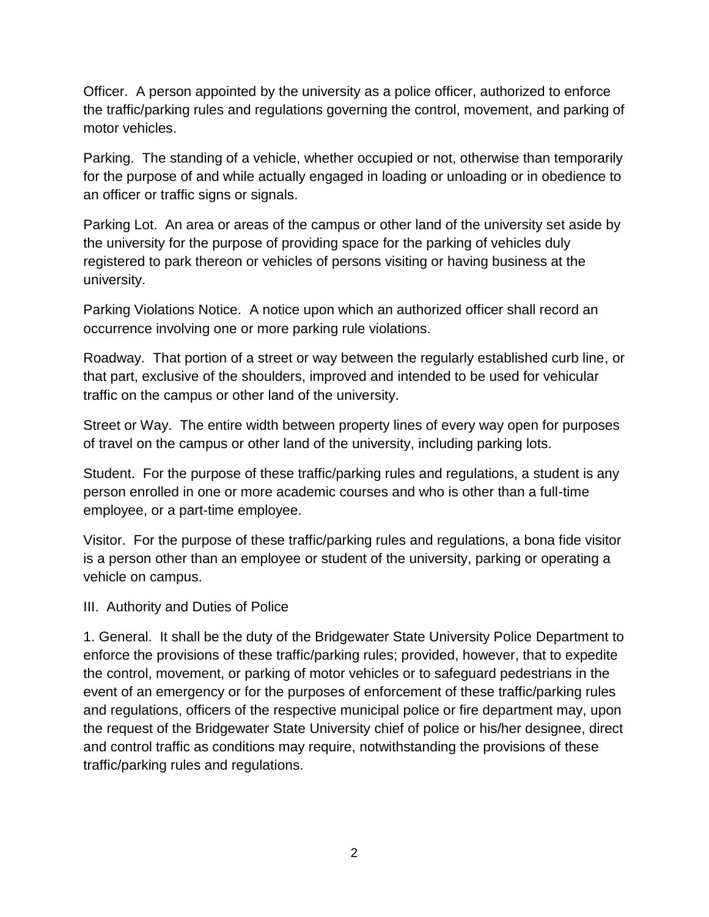Officer. A person appointed by the university as a police officer, authorized to enforce the traffic/parking rules and regulations governing the control, movement, and parking of motor vehicles.

Parking. The standing of a vehicle, whether occupied or not, otherwise than temporarily for the purpose of and while actually engaged in loading or unloading or in obedience to an officer or traffic signs or signals.

Parking Lot. An area or areas of the campus or other land of the university set aside by the university for the purpose of providing space for the parking of vehicles duly registered to park thereon or vehicles of persons visiting or having business at the university.

Parking Violations Notice. A notice upon which an authorized officer shall record an occurrence involving one or more parking rule violations.

Roadway. That portion of a street or way between the regularly established curb line, or that part, exclusive of the shoulders, improved and intended to be used for vehicular traffic on the campus or other land of the university.

Street or Way. The entire width between property lines of every way open for purposes of travel on the campus or other land of the university, including parking lots.

Student. For the purpose of these traffic/parking rules and regulations, a student is any person enrolled in one or more academic courses and who is other than a full-time employee, or a part-time employee.

Visitor. For the purpose of these traffic/parking rules and regulations, a bona fide visitor is a person other than an employee or student of the university, parking or operating a vehicle on campus.

## III. Authority and Duties of Police

1. General. It shall be the duty of the Bridgewater State University Police Department to enforce the provisions of these traffic/parking rules; provided, however, that to expedite the control, movement, or parking of motor vehicles or to safeguard pedestrians in the event of an emergency or for the purposes of enforcement of these traffic/parking rules and regulations, officers of the respective municipal police or fire department may, upon the request of the Bridgewater State University chief of police or his/her designee, direct and control traffic as conditions may require, notwithstanding the provisions of these traffic/parking rules and regulations.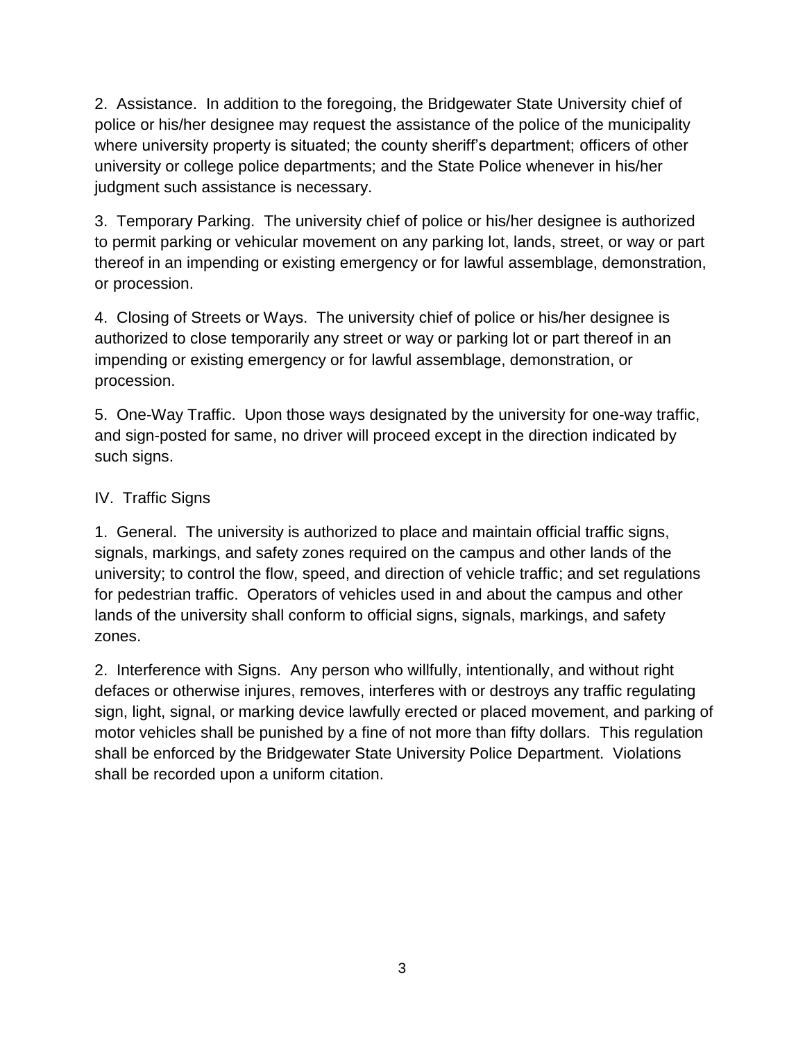2. Assistance. In addition to the foregoing, the Bridgewater State University chief of police or his/her designee may request the assistance of the police of the municipality where university property is situated; the county sheriff's department; officers of other university or college police departments; and the State Police whenever in his/her judgment such assistance is necessary.

3. Temporary Parking. The university chief of police or his/her designee is authorized to permit parking or vehicular movement on any parking lot, lands, street, or way or part thereof in an impending or existing emergency or for lawful assemblage, demonstration, or procession.

4. Closing of Streets or Ways. The university chief of police or his/her designee is authorized to close temporarily any street or way or parking lot or part thereof in an impending or existing emergency or for lawful assemblage, demonstration, or procession.

5. One-Way Traffic. Upon those ways designated by the university for one-way traffic, and sign-posted for same, no driver will proceed except in the direction indicated by such signs.

## IV. Traffic Signs

1. General. The university is authorized to place and maintain official traffic signs, signals, markings, and safety zones required on the campus and other lands of the university; to control the flow, speed, and direction of vehicle traffic; and set regulations for pedestrian traffic. Operators of vehicles used in and about the campus and other lands of the university shall conform to official signs, signals, markings, and safety zones.

2. Interference with Signs. Any person who willfully, intentionally, and without right defaces or otherwise injures, removes, interferes with or destroys any traffic regulating sign, light, signal, or marking device lawfully erected or placed movement, and parking of motor vehicles shall be punished by a fine of not more than fifty dollars. This regulation shall be enforced by the Bridgewater State University Police Department. Violations shall be recorded upon a uniform citation.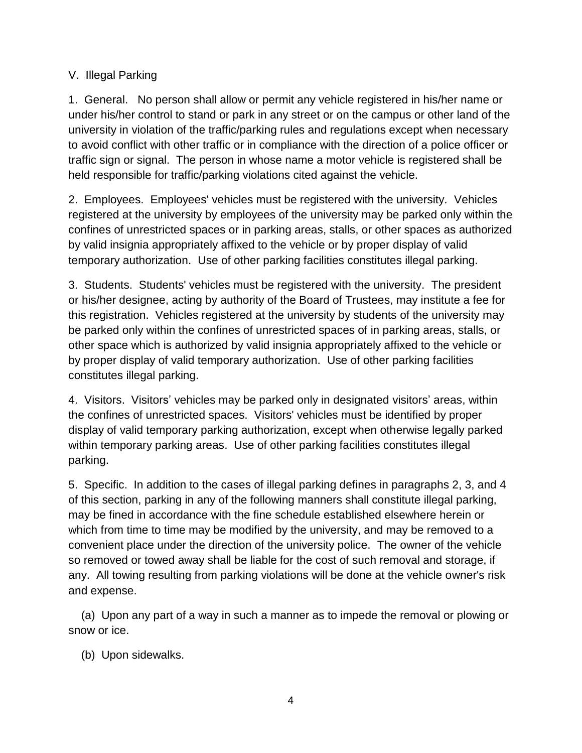## V. Illegal Parking

1. General. No person shall allow or permit any vehicle registered in his/her name or under his/her control to stand or park in any street or on the campus or other land of the university in violation of the traffic/parking rules and regulations except when necessary to avoid conflict with other traffic or in compliance with the direction of a police officer or traffic sign or signal. The person in whose name a motor vehicle is registered shall be held responsible for traffic/parking violations cited against the vehicle.

2. Employees. Employees' vehicles must be registered with the university. Vehicles registered at the university by employees of the university may be parked only within the confines of unrestricted spaces or in parking areas, stalls, or other spaces as authorized by valid insignia appropriately affixed to the vehicle or by proper display of valid temporary authorization. Use of other parking facilities constitutes illegal parking.

3. Students. Students' vehicles must be registered with the university. The president or his/her designee, acting by authority of the Board of Trustees, may institute a fee for this registration. Vehicles registered at the university by students of the university may be parked only within the confines of unrestricted spaces of in parking areas, stalls, or other space which is authorized by valid insignia appropriately affixed to the vehicle or by proper display of valid temporary authorization. Use of other parking facilities constitutes illegal parking.

4. Visitors. Visitors' vehicles may be parked only in designated visitors' areas, within the confines of unrestricted spaces. Visitors' vehicles must be identified by proper display of valid temporary parking authorization, except when otherwise legally parked within temporary parking areas. Use of other parking facilities constitutes illegal parking.

5. Specific. In addition to the cases of illegal parking defines in paragraphs 2, 3, and 4 of this section, parking in any of the following manners shall constitute illegal parking, may be fined in accordance with the fine schedule established elsewhere herein or which from time to time may be modified by the university, and may be removed to a convenient place under the direction of the university police. The owner of the vehicle so removed or towed away shall be liable for the cost of such removal and storage, if any. All towing resulting from parking violations will be done at the vehicle owner's risk and expense.

(a) Upon any part of a way in such a manner as to impede the removal or plowing or snow or ice.

(b) Upon sidewalks.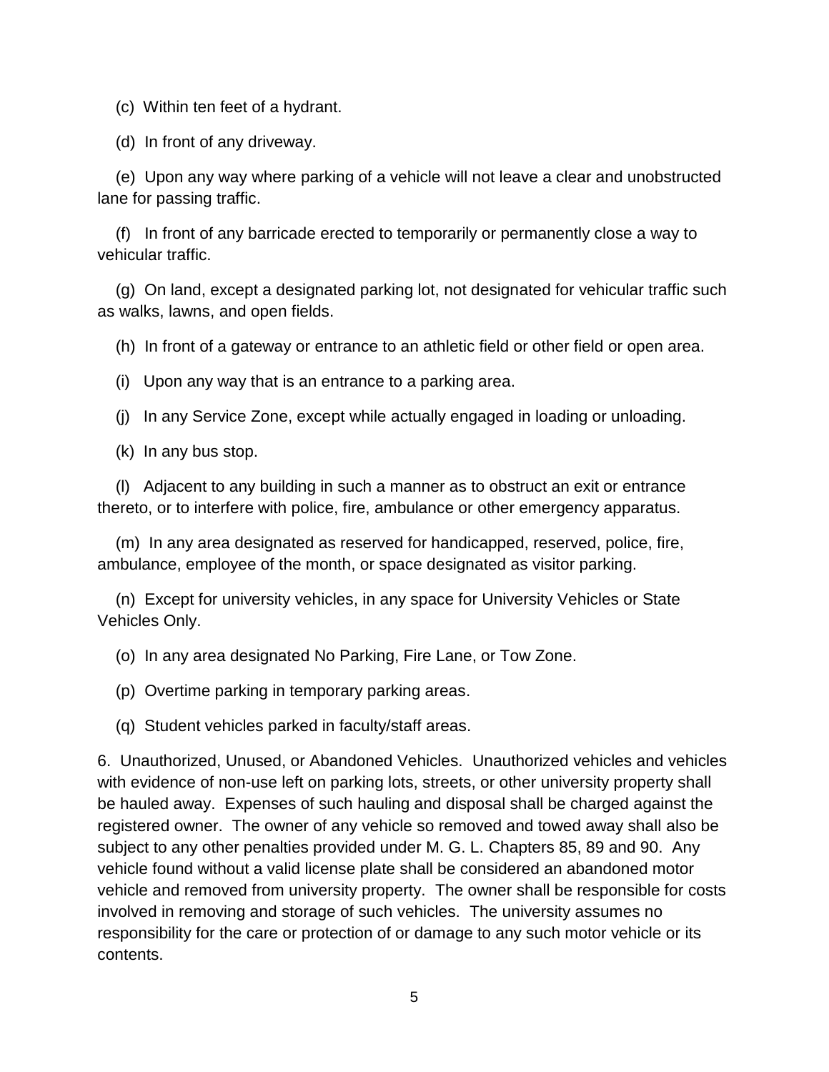(c) Within ten feet of a hydrant.

(d) In front of any driveway.

(e) Upon any way where parking of a vehicle will not leave a clear and unobstructed lane for passing traffic.

(f) In front of any barricade erected to temporarily or permanently close a way to vehicular traffic.

(g) On land, except a designated parking lot, not designated for vehicular traffic such as walks, lawns, and open fields.

(h) In front of a gateway or entrance to an athletic field or other field or open area.

(i) Upon any way that is an entrance to a parking area.

(j) In any Service Zone, except while actually engaged in loading or unloading.

(k) In any bus stop.

(l) Adjacent to any building in such a manner as to obstruct an exit or entrance thereto, or to interfere with police, fire, ambulance or other emergency apparatus.

(m) In any area designated as reserved for handicapped, reserved, police, fire, ambulance, employee of the month, or space designated as visitor parking.

(n) Except for university vehicles, in any space for University Vehicles or State Vehicles Only.

(o) In any area designated No Parking, Fire Lane, or Tow Zone.

(p) Overtime parking in temporary parking areas.

(q) Student vehicles parked in faculty/staff areas.

6. Unauthorized, Unused, or Abandoned Vehicles. Unauthorized vehicles and vehicles with evidence of non-use left on parking lots, streets, or other university property shall be hauled away. Expenses of such hauling and disposal shall be charged against the registered owner. The owner of any vehicle so removed and towed away shall also be subject to any other penalties provided under M. G. L. Chapters 85, 89 and 90. Any vehicle found without a valid license plate shall be considered an abandoned motor vehicle and removed from university property. The owner shall be responsible for costs involved in removing and storage of such vehicles. The university assumes no responsibility for the care or protection of or damage to any such motor vehicle or its contents.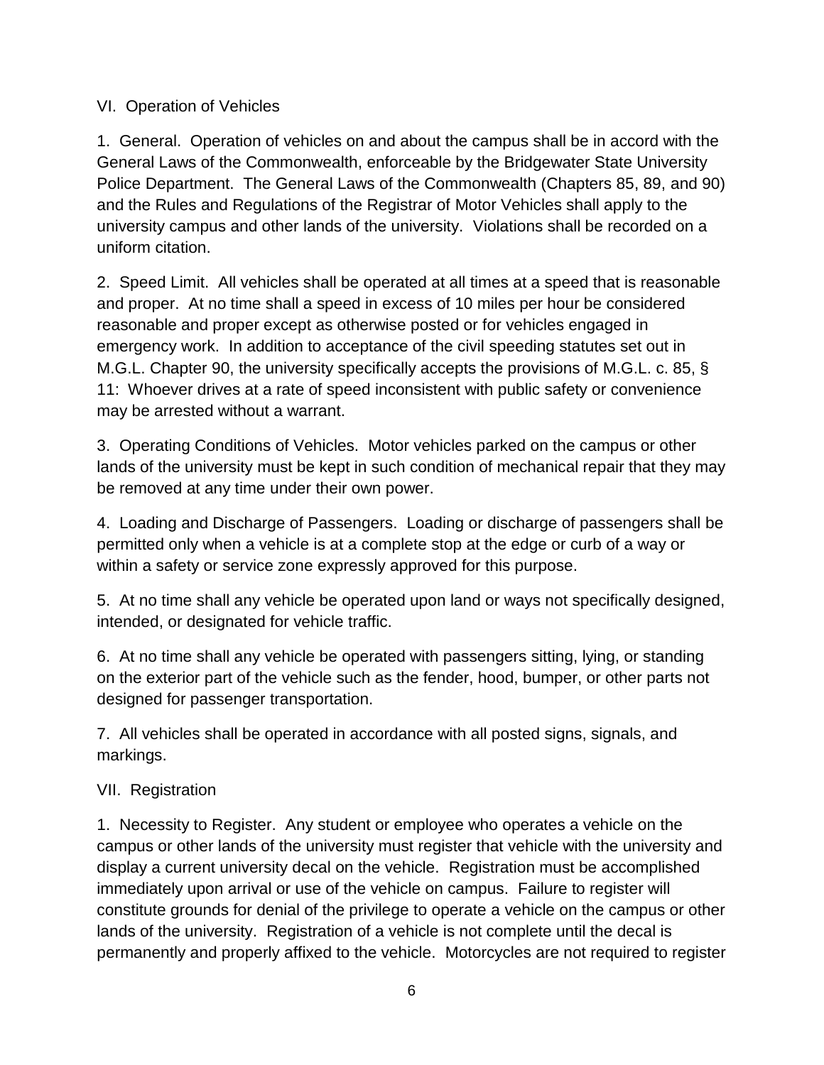## VI. Operation of Vehicles

1. General. Operation of vehicles on and about the campus shall be in accord with the General Laws of the Commonwealth, enforceable by the Bridgewater State University Police Department. The General Laws of the Commonwealth (Chapters 85, 89, and 90) and the Rules and Regulations of the Registrar of Motor Vehicles shall apply to the university campus and other lands of the university. Violations shall be recorded on a uniform citation.

2. Speed Limit. All vehicles shall be operated at all times at a speed that is reasonable and proper. At no time shall a speed in excess of 10 miles per hour be considered reasonable and proper except as otherwise posted or for vehicles engaged in emergency work. In addition to acceptance of the civil speeding statutes set out in M.G.L. Chapter 90, the university specifically accepts the provisions of M.G.L. c. 85, § 11: Whoever drives at a rate of speed inconsistent with public safety or convenience may be arrested without a warrant.

3. Operating Conditions of Vehicles. Motor vehicles parked on the campus or other lands of the university must be kept in such condition of mechanical repair that they may be removed at any time under their own power.

4. Loading and Discharge of Passengers. Loading or discharge of passengers shall be permitted only when a vehicle is at a complete stop at the edge or curb of a way or within a safety or service zone expressly approved for this purpose.

5. At no time shall any vehicle be operated upon land or ways not specifically designed, intended, or designated for vehicle traffic.

6. At no time shall any vehicle be operated with passengers sitting, lying, or standing on the exterior part of the vehicle such as the fender, hood, bumper, or other parts not designed for passenger transportation.

7. All vehicles shall be operated in accordance with all posted signs, signals, and markings.

## VII. Registration

1. Necessity to Register. Any student or employee who operates a vehicle on the campus or other lands of the university must register that vehicle with the university and display a current university decal on the vehicle. Registration must be accomplished immediately upon arrival or use of the vehicle on campus. Failure to register will constitute grounds for denial of the privilege to operate a vehicle on the campus or other lands of the university. Registration of a vehicle is not complete until the decal is permanently and properly affixed to the vehicle. Motorcycles are not required to register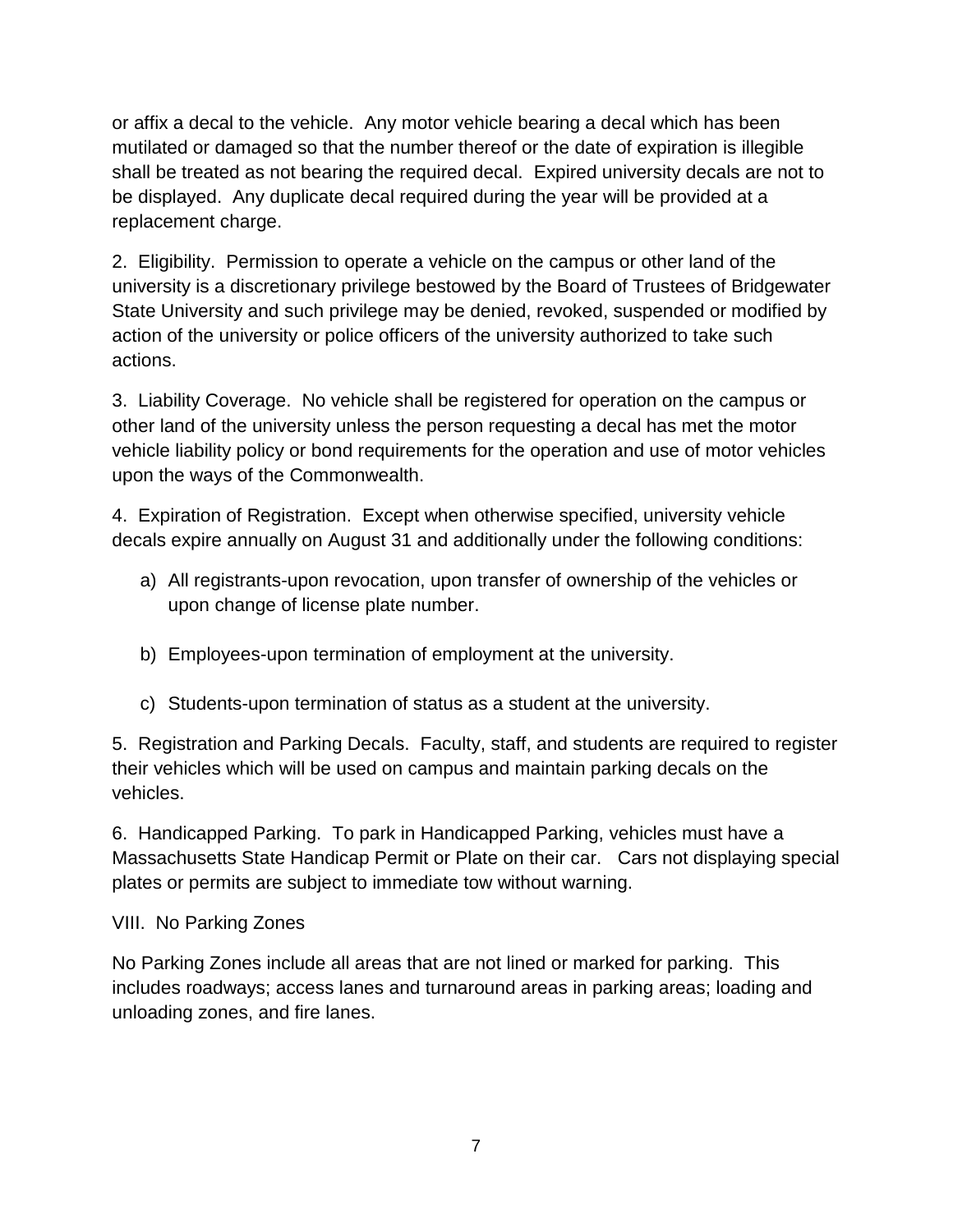or affix a decal to the vehicle. Any motor vehicle bearing a decal which has been mutilated or damaged so that the number thereof or the date of expiration is illegible shall be treated as not bearing the required decal. Expired university decals are not to be displayed. Any duplicate decal required during the year will be provided at a replacement charge.

2. Eligibility. Permission to operate a vehicle on the campus or other land of the university is a discretionary privilege bestowed by the Board of Trustees of Bridgewater State University and such privilege may be denied, revoked, suspended or modified by action of the university or police officers of the university authorized to take such actions.

3. Liability Coverage. No vehicle shall be registered for operation on the campus or other land of the university unless the person requesting a decal has met the motor vehicle liability policy or bond requirements for the operation and use of motor vehicles upon the ways of the Commonwealth.

4. Expiration of Registration. Except when otherwise specified, university vehicle decals expire annually on August 31 and additionally under the following conditions:

a) All registrants-upon revocation, upon transfer of ownership of the vehicles or upon change of license plate number.

b) Employees-upon termination of employment at the university.

c) Students-upon termination of status as a student at the university.

5. Registration and Parking Decals. Faculty, staff, and students are required to register their vehicles which will be used on campus and maintain parking decals on the vehicles.

6. Handicapped Parking. To park in Handicapped Parking, vehicles must have a Massachusetts State Handicap Permit or Plate on their car. Cars not displaying special plates or permits are subject to immediate tow without warning.

## VIII. No Parking Zones

No Parking Zones include all areas that are not lined or marked for parking. This includes roadways; access lanes and turnaround areas in parking areas; loading and unloading zones, and fire lanes.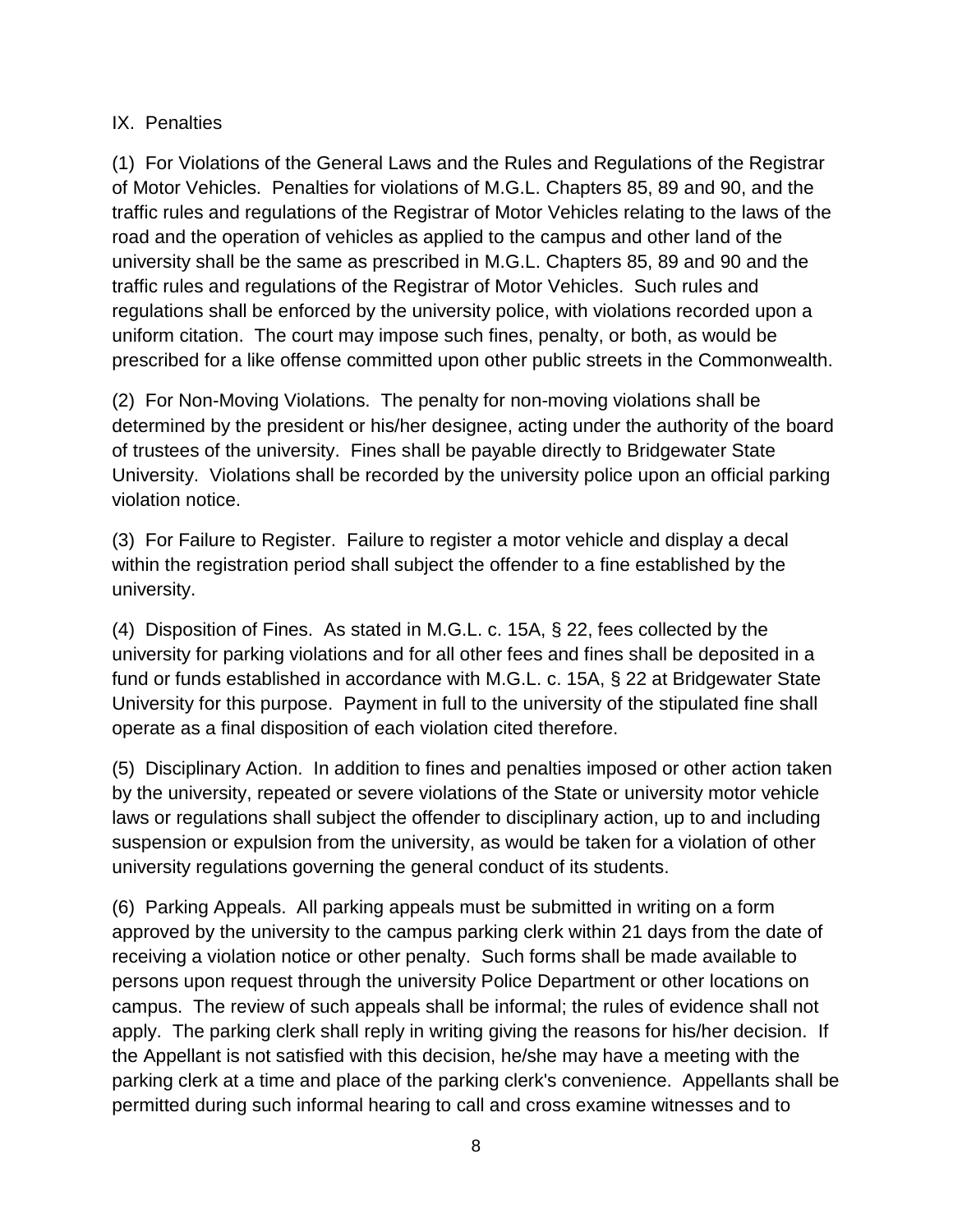## IX. Penalties

(1) For Violations of the General Laws and the Rules and Regulations of the Registrar of Motor Vehicles. Penalties for violations of M.G.L. Chapters 85, 89 and 90, and the traffic rules and regulations of the Registrar of Motor Vehicles relating to the laws of the road and the operation of vehicles as applied to the campus and other land of the university shall be the same as prescribed in M.G.L. Chapters 85, 89 and 90 and the traffic rules and regulations of the Registrar of Motor Vehicles. Such rules and regulations shall be enforced by the university police, with violations recorded upon a uniform citation. The court may impose such fines, penalty, or both, as would be prescribed for a like offense committed upon other public streets in the Commonwealth.

(2) For Non-Moving Violations. The penalty for non-moving violations shall be determined by the president or his/her designee, acting under the authority of the board of trustees of the university. Fines shall be payable directly to Bridgewater State University. Violations shall be recorded by the university police upon an official parking violation notice.

(3) For Failure to Register. Failure to register a motor vehicle and display a decal within the registration period shall subject the offender to a fine established by the university.

(4) Disposition of Fines. As stated in M.G.L. c. 15A, § 22, fees collected by the university for parking violations and for all other fees and fines shall be deposited in a fund or funds established in accordance with M.G.L. c. 15A, § 22 at Bridgewater State University for this purpose. Payment in full to the university of the stipulated fine shall operate as a final disposition of each violation cited therefore.

(5) Disciplinary Action. In addition to fines and penalties imposed or other action taken by the university, repeated or severe violations of the State or university motor vehicle laws or regulations shall subject the offender to disciplinary action, up to and including suspension or expulsion from the university, as would be taken for a violation of other university regulations governing the general conduct of its students.

(6) Parking Appeals. All parking appeals must be submitted in writing on a form approved by the university to the campus parking clerk within 21 days from the date of receiving a violation notice or other penalty. Such forms shall be made available to persons upon request through the university Police Department or other locations on campus. The review of such appeals shall be informal; the rules of evidence shall not apply. The parking clerk shall reply in writing giving the reasons for his/her decision. If the Appellant is not satisfied with this decision, he/she may have a meeting with the parking clerk at a time and place of the parking clerk's convenience. Appellants shall be permitted during such informal hearing to call and cross examine witnesses and to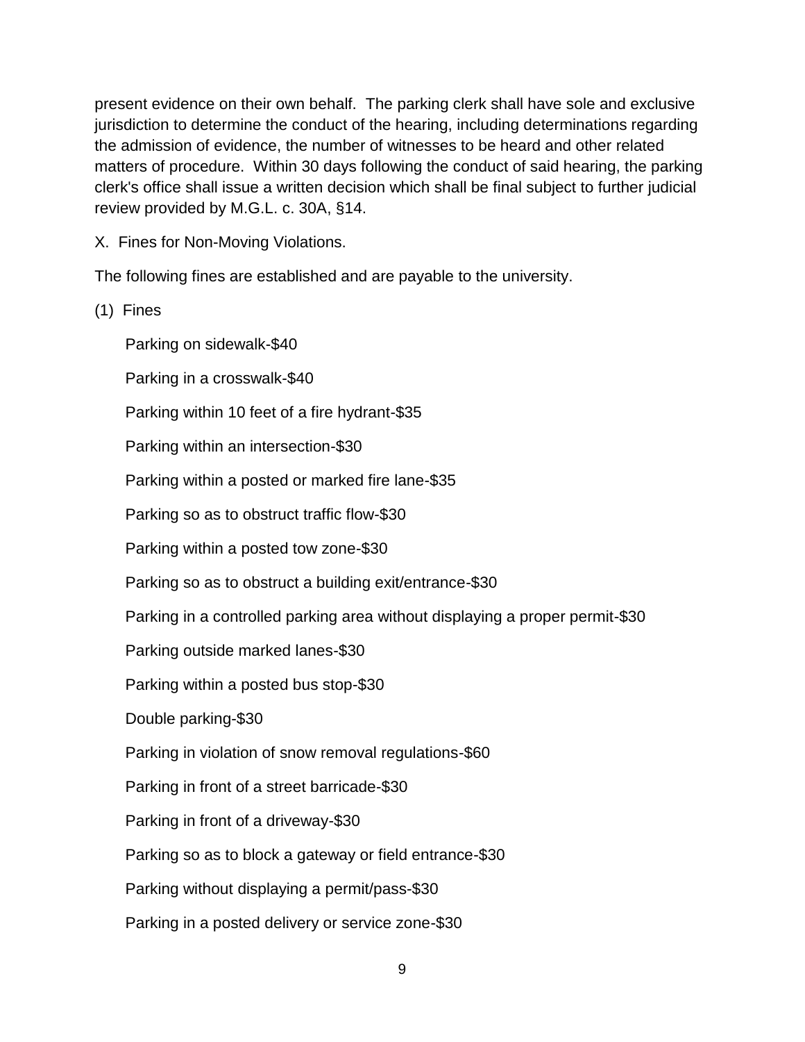present evidence on their own behalf. The parking clerk shall have sole and exclusive jurisdiction to determine the conduct of the hearing, including determinations regarding the admission of evidence, the number of witnesses to be heard and other related matters of procedure. Within 30 days following the conduct of said hearing, the parking clerk's office shall issue a written decision which shall be final subject to further judicial review provided by M.G.L. c. 30A, §14.

X. Fines for Non-Moving Violations.

The following fines are established and are payable to the university.

(1) Fines

Parking on sidewalk-$40

Parking in a crosswalk-$40

Parking within 10 feet of a fire hydrant-$35

Parking within an intersection-$30

Parking within a posted or marked fire lane-$35

Parking so as to obstruct traffic flow-$30

Parking within a posted tow zone-$30

Parking so as to obstruct a building exit/entrance-$30

Parking in a controlled parking area without displaying a proper permit-$30

Parking outside marked lanes-$30

Parking within a posted bus stop-$30

Double parking-$30

Parking in violation of snow removal regulations-$60

Parking in front of a street barricade-$30

Parking in front of a driveway-$30

Parking so as to block a gateway or field entrance-$30

Parking without displaying a permit/pass-$30

Parking in a posted delivery or service zone-$30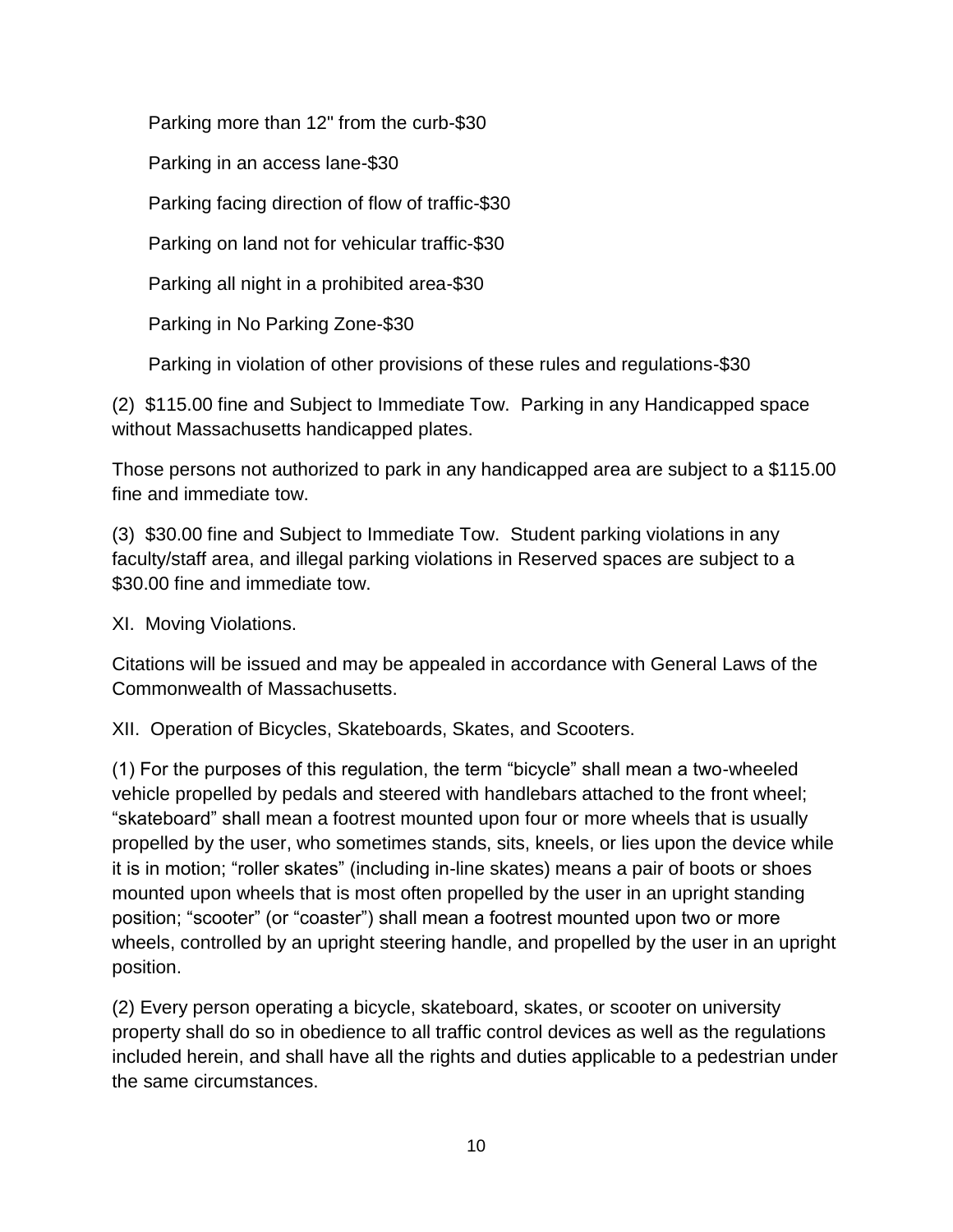Parking more than 12" from the curb-$30

Parking in an access lane-$30

Parking facing direction of flow of traffic-$30

Parking on land not for vehicular traffic-$30

Parking all night in a prohibited area-$30

Parking in No Parking Zone-$30

Parking in violation of other provisions of these rules and regulations-$30

(2) $115.00 fine and Subject to Immediate Tow. Parking in any Handicapped space without Massachusetts handicapped plates.

Those persons not authorized to park in any handicapped area are subject to a $115.00 fine and immediate tow.

(3) $30.00 fine and Subject to Immediate Tow. Student parking violations in any faculty/staff area, and illegal parking violations in Reserved spaces are subject to a $30.00 fine and immediate tow.

XI. Moving Violations.

Citations will be issued and may be appealed in accordance with General Laws of the Commonwealth of Massachusetts.

XII. Operation of Bicycles, Skateboards, Skates, and Scooters.

(1) For the purposes of this regulation, the term "bicycle" shall mean a two-wheeled vehicle propelled by pedals and steered with handlebars attached to the front wheel; "skateboard" shall mean a footrest mounted upon four or more wheels that is usually propelled by the user, who sometimes stands, sits, kneels, or lies upon the device while it is in motion; "roller skates" (including in-line skates) means a pair of boots or shoes mounted upon wheels that is most often propelled by the user in an upright standing position; "scooter" (or "coaster") shall mean a footrest mounted upon two or more wheels, controlled by an upright steering handle, and propelled by the user in an upright position.

(2) Every person operating a bicycle, skateboard, skates, or scooter on university property shall do so in obedience to all traffic control devices as well as the regulations included herein, and shall have all the rights and duties applicable to a pedestrian under the same circumstances.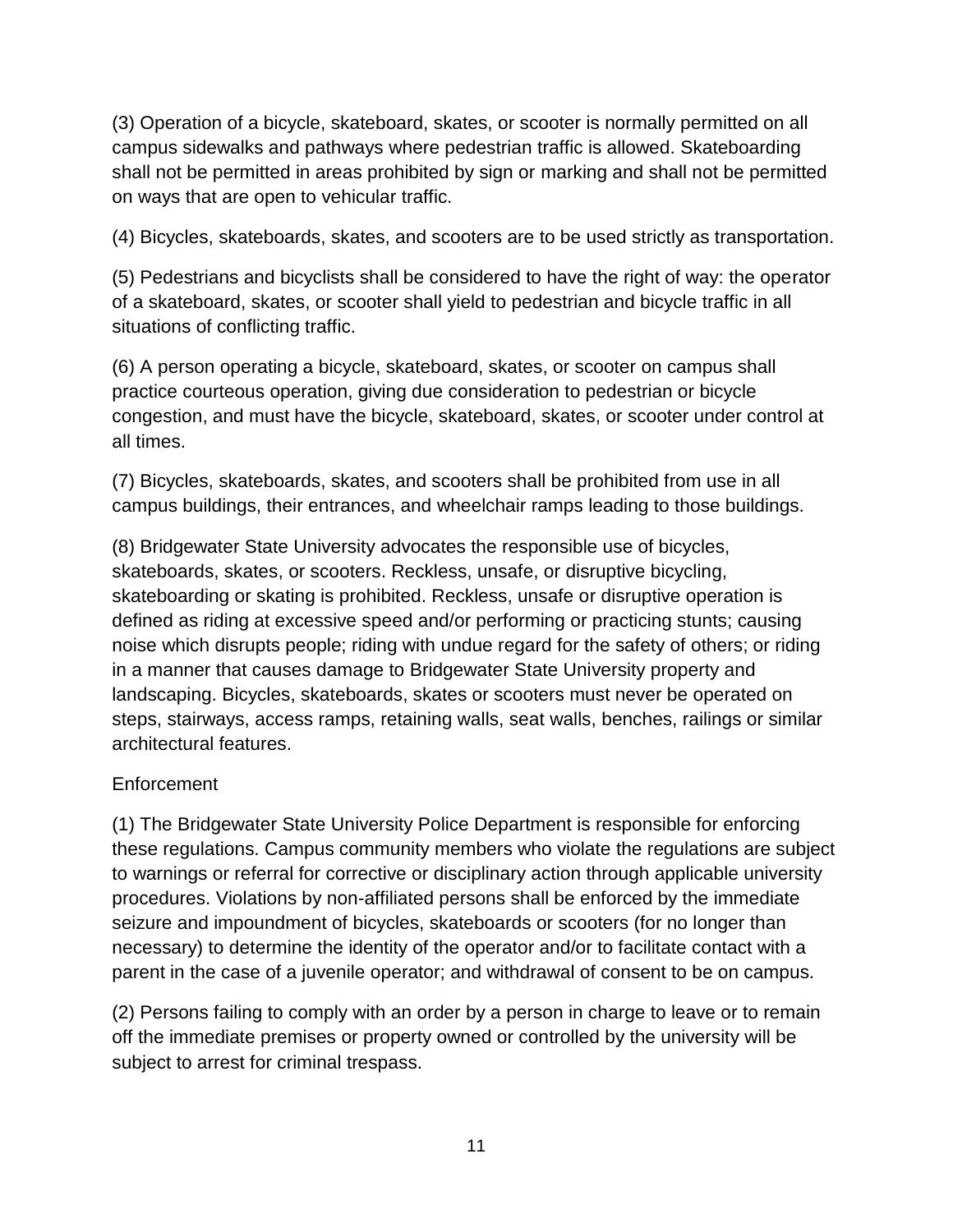(3) Operation of a bicycle, skateboard, skates, or scooter is normally permitted on all campus sidewalks and pathways where pedestrian traffic is allowed. Skateboarding shall not be permitted in areas prohibited by sign or marking and shall not be permitted on ways that are open to vehicular traffic.

(4) Bicycles, skateboards, skates, and scooters are to be used strictly as transportation.

(5) Pedestrians and bicyclists shall be considered to have the right of way: the operator of a skateboard, skates, or scooter shall yield to pedestrian and bicycle traffic in all situations of conflicting traffic.

(6) A person operating a bicycle, skateboard, skates, or scooter on campus shall practice courteous operation, giving due consideration to pedestrian or bicycle congestion, and must have the bicycle, skateboard, skates, or scooter under control at all times.

(7) Bicycles, skateboards, skates, and scooters shall be prohibited from use in all campus buildings, their entrances, and wheelchair ramps leading to those buildings.

(8) Bridgewater State University advocates the responsible use of bicycles, skateboards, skates, or scooters. Reckless, unsafe, or disruptive bicycling, skateboarding or skating is prohibited. Reckless, unsafe or disruptive operation is defined as riding at excessive speed and/or performing or practicing stunts; causing noise which disrupts people; riding with undue regard for the safety of others; or riding in a manner that causes damage to Bridgewater State University property and landscaping. Bicycles, skateboards, skates or scooters must never be operated on steps, stairways, access ramps, retaining walls, seat walls, benches, railings or similar architectural features.

Enforcement

(1) The Bridgewater State University Police Department is responsible for enforcing these regulations. Campus community members who violate the regulations are subject to warnings or referral for corrective or disciplinary action through applicable university procedures. Violations by non-affiliated persons shall be enforced by the immediate seizure and impoundment of bicycles, skateboards or scooters (for no longer than necessary) to determine the identity of the operator and/or to facilitate contact with a parent in the case of a juvenile operator; and withdrawal of consent to be on campus.

(2) Persons failing to comply with an order by a person in charge to leave or to remain off the immediate premises or property owned or controlled by the university will be subject to arrest for criminal trespass.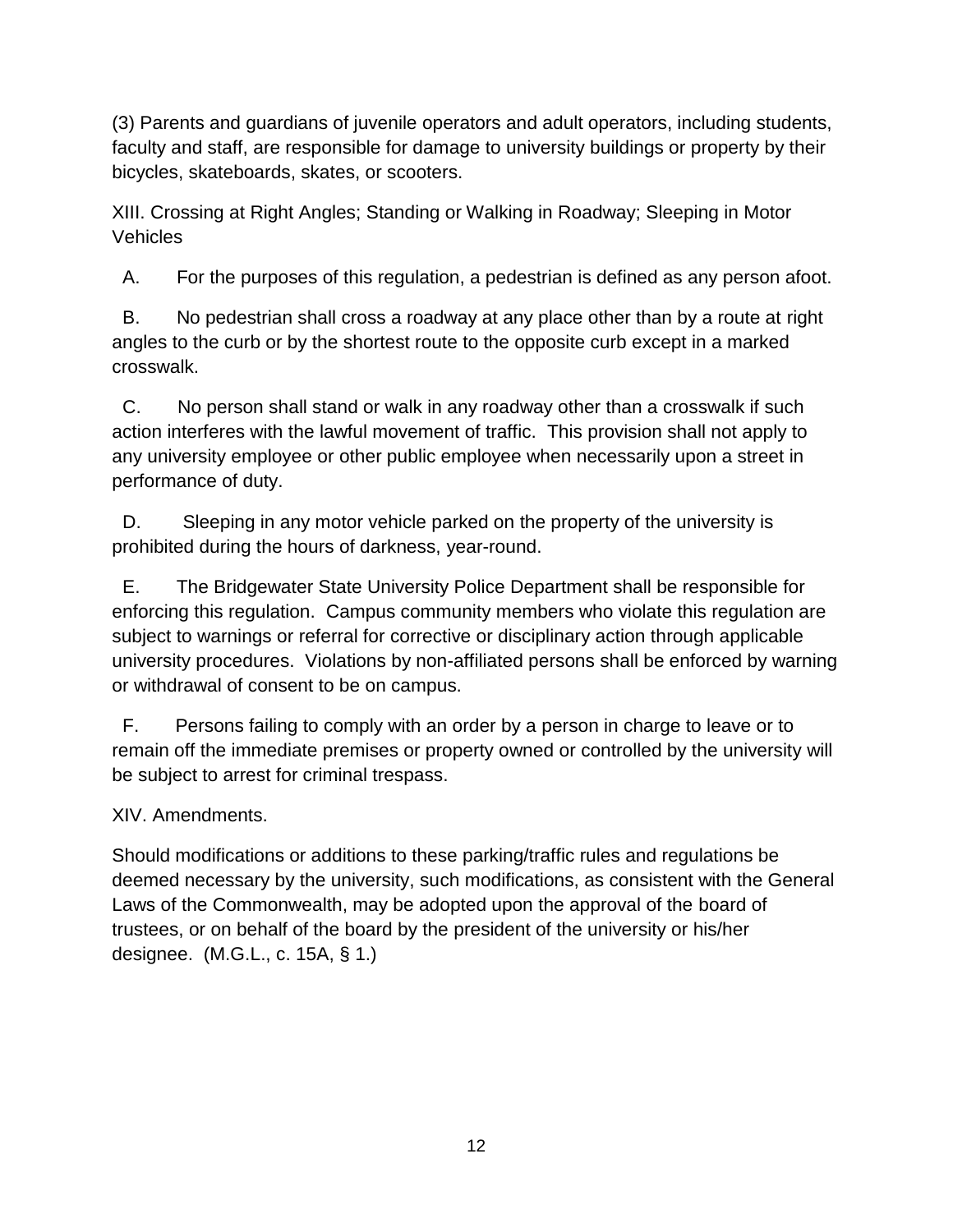(3) Parents and guardians of juvenile operators and adult operators, including students, faculty and staff, are responsible for damage to university buildings or property by their bicycles, skateboards, skates, or scooters.

XIII. Crossing at Right Angles; Standing or Walking in Roadway; Sleeping in Motor Vehicles

A. For the purposes of this regulation, a pedestrian is defined as any person afoot.

B. No pedestrian shall cross a roadway at any place other than by a route at right angles to the curb or by the shortest route to the opposite curb except in a marked crosswalk.

C. No person shall stand or walk in any roadway other than a crosswalk if such action interferes with the lawful movement of traffic. This provision shall not apply to any university employee or other public employee when necessarily upon a street in performance of duty.

D. Sleeping in any motor vehicle parked on the property of the university is prohibited during the hours of darkness, year-round.

E. The Bridgewater State University Police Department shall be responsible for enforcing this regulation. Campus community members who violate this regulation are subject to warnings or referral for corrective or disciplinary action through applicable university procedures. Violations by non-affiliated persons shall be enforced by warning or withdrawal of consent to be on campus.

F. Persons failing to comply with an order by a person in charge to leave or to remain off the immediate premises or property owned or controlled by the university will be subject to arrest for criminal trespass.

XIV. Amendments.

Should modifications or additions to these parking/traffic rules and regulations be deemed necessary by the university, such modifications, as consistent with the General Laws of the Commonwealth, may be adopted upon the approval of the board of trustees, or on behalf of the board by the president of the university or his/her designee. (M.G.L., c. 15A, § 1.)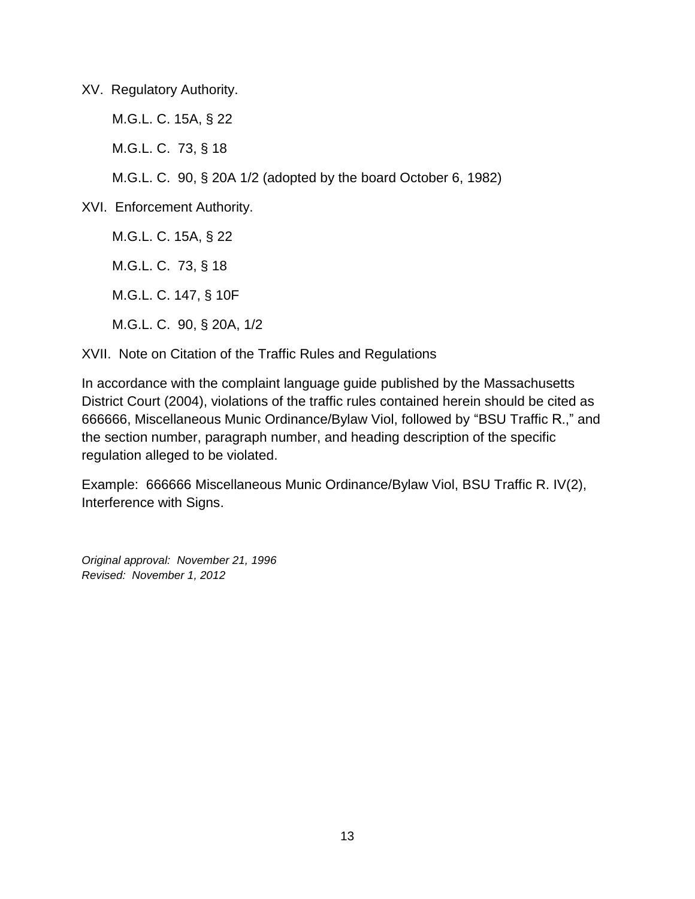XV. Regulatory Authority.

M.G.L. C. 15A, § 22

M.G.L. C. 73, § 18

M.G.L. C. 90, § 20A 1/2 (adopted by the board October 6, 1982)

XVI. Enforcement Authority.

M.G.L. C. 15A, § 22

M.G.L. C. 73, § 18

M.G.L. C. 147, § 10F

M.G.L. C. 90, § 20A, 1/2

XVII. Note on Citation of the Traffic Rules and Regulations

In accordance with the complaint language guide published by the Massachusetts District Court (2004), violations of the traffic rules contained herein should be cited as 666666, Miscellaneous Munic Ordinance/Bylaw Viol, followed by "BSU Traffic R.," and the section number, paragraph number, and heading description of the specific regulation alleged to be violated.

Example: 666666 Miscellaneous Munic Ordinance/Bylaw Viol, BSU Traffic R. IV(2), Interference with Signs.

*Original approval: November 21, 1996*
*Revised: November 1, 2012*